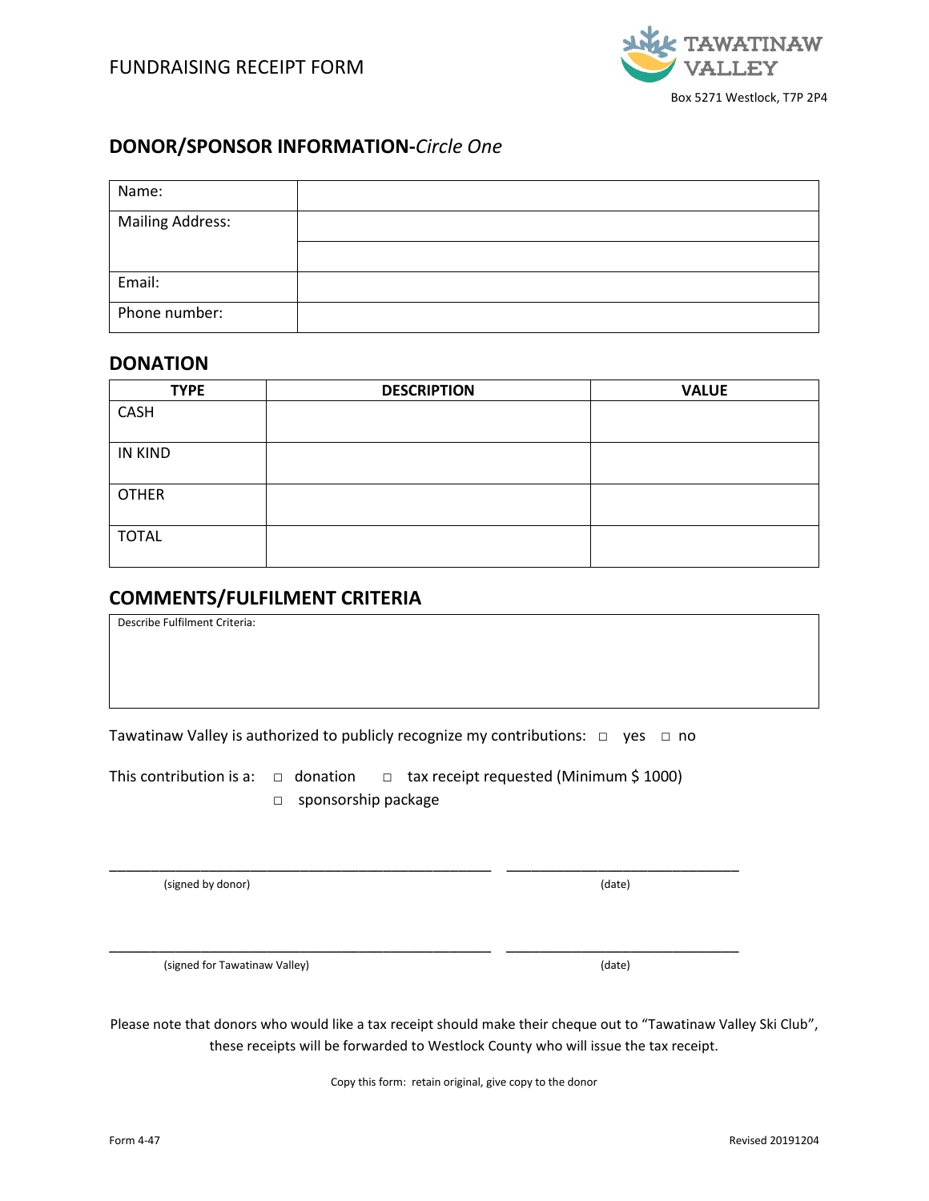# FUNDRAISING RECEIPT FORM

TAWATINAW VALLEY

Box 5271 Westlock, T7P 2P4

## DONOR/SPONSOR INFORMATION-*Circle One*

| | |
|---|---|
| Name: | |
| Mailing Address: | |
| | |
| Email: | |
| Phone number: | |

## DONATION

| TYPE | DESCRIPTION | VALUE |
|---|---|---|
| CASH | | |
| IN KIND | | |
| OTHER | | |
| TOTAL | | |

## COMMENTS/FULFILMENT CRITERIA

Describe Fulfilment Criteria:

Tawatinaw Valley is authorized to publicly recognize my contributions: □ yes □ no

This contribution is a: □ donation □ tax receipt requested (Minimum $ 1000)
□ sponsorship package

_______________________________________________ _____________________________
(signed by donor) (date)

_______________________________________________ _____________________________
(signed for Tawatinaw Valley) (date)

Please note that donors who would like a tax receipt should make their cheque out to "Tawatinaw Valley Ski Club", these receipts will be forwarded to Westlock County who will issue the tax receipt.

Copy this form: retain original, give copy to the donor

Form 4-47 Revised 20191204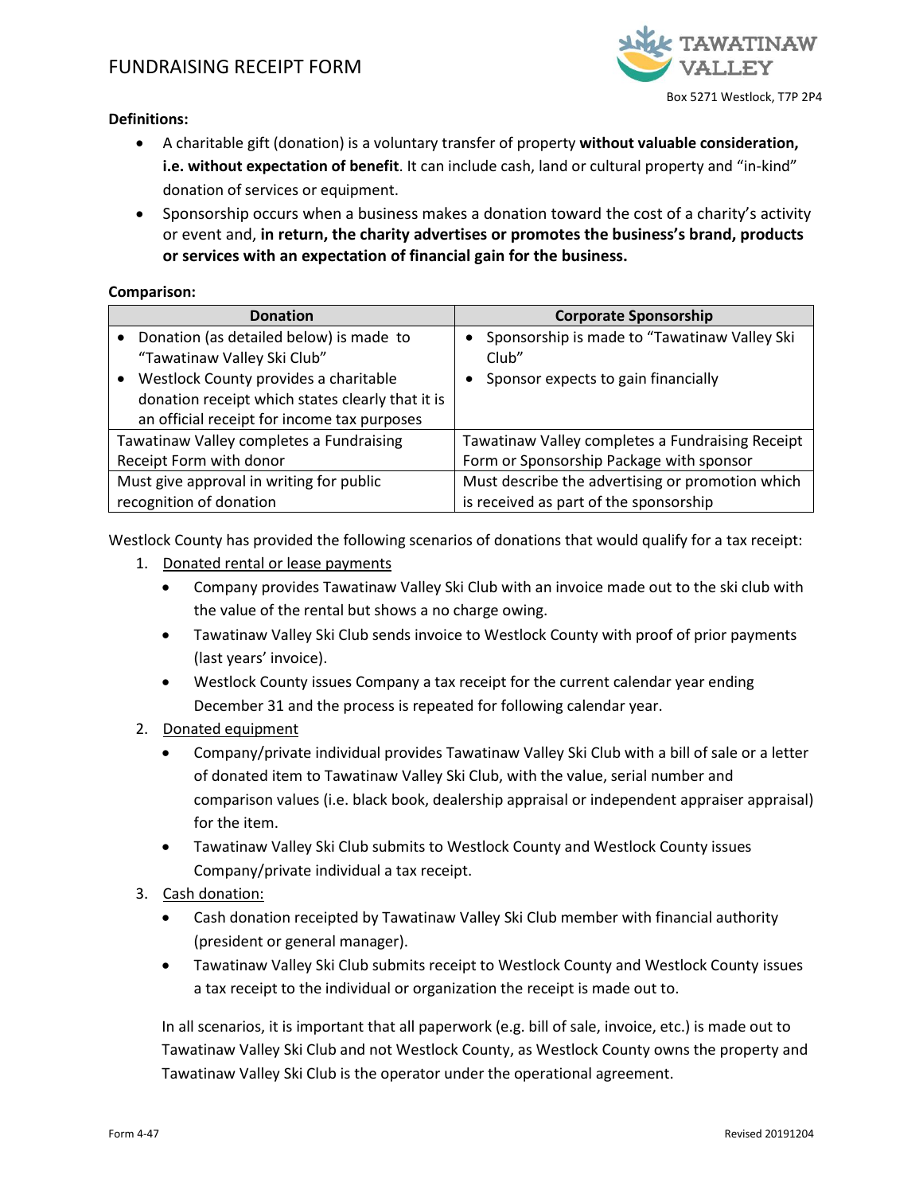# FUNDRAISING RECEIPT FORM

Box 5271 Westlock, T7P 2P4

**Definitions:**

- A charitable gift (donation) is a voluntary transfer of property **without valuable consideration, i.e. without expectation of benefit**. It can include cash, land or cultural property and "in-kind" donation of services or equipment.
- Sponsorship occurs when a business makes a donation toward the cost of a charity's activity or event and, **in return, the charity advertises or promotes the business's brand, products or services with an expectation of financial gain for the business.**

**Comparison:**

| Donation | Corporate Sponsorship |
|---|---|
| • Donation (as detailed below) is made to "Tawatinaw Valley Ski Club"<br>• Westlock County provides a charitable donation receipt which states clearly that it is an official receipt for income tax purposes | • Sponsorship is made to "Tawatinaw Valley Ski Club"<br>• Sponsor expects to gain financially |
| Tawatinaw Valley completes a Fundraising Receipt Form with donor | Tawatinaw Valley completes a Fundraising Receipt Form or Sponsorship Package with sponsor |
| Must give approval in writing for public recognition of donation | Must describe the advertising or promotion which is received as part of the sponsorship |

Westlock County has provided the following scenarios of donations that would qualify for a tax receipt:

1. Donated rental or lease payments
   - Company provides Tawatinaw Valley Ski Club with an invoice made out to the ski club with the value of the rental but shows a no charge owing.
   - Tawatinaw Valley Ski Club sends invoice to Westlock County with proof of prior payments (last years' invoice).
   - Westlock County issues Company a tax receipt for the current calendar year ending December 31 and the process is repeated for following calendar year.
2. Donated equipment
   - Company/private individual provides Tawatinaw Valley Ski Club with a bill of sale or a letter of donated item to Tawatinaw Valley Ski Club, with the value, serial number and comparison values (i.e. black book, dealership appraisal or independent appraiser appraisal) for the item.
   - Tawatinaw Valley Ski Club submits to Westlock County and Westlock County issues Company/private individual a tax receipt.
3. Cash donation:
   - Cash donation receipted by Tawatinaw Valley Ski Club member with financial authority (president or general manager).
   - Tawatinaw Valley Ski Club submits receipt to Westlock County and Westlock County issues a tax receipt to the individual or organization the receipt is made out to.

In all scenarios, it is important that all paperwork (e.g. bill of sale, invoice, etc.) is made out to Tawatinaw Valley Ski Club and not Westlock County, as Westlock County owns the property and Tawatinaw Valley Ski Club is the operator under the operational agreement.

Form 4-47

Revised 20191204